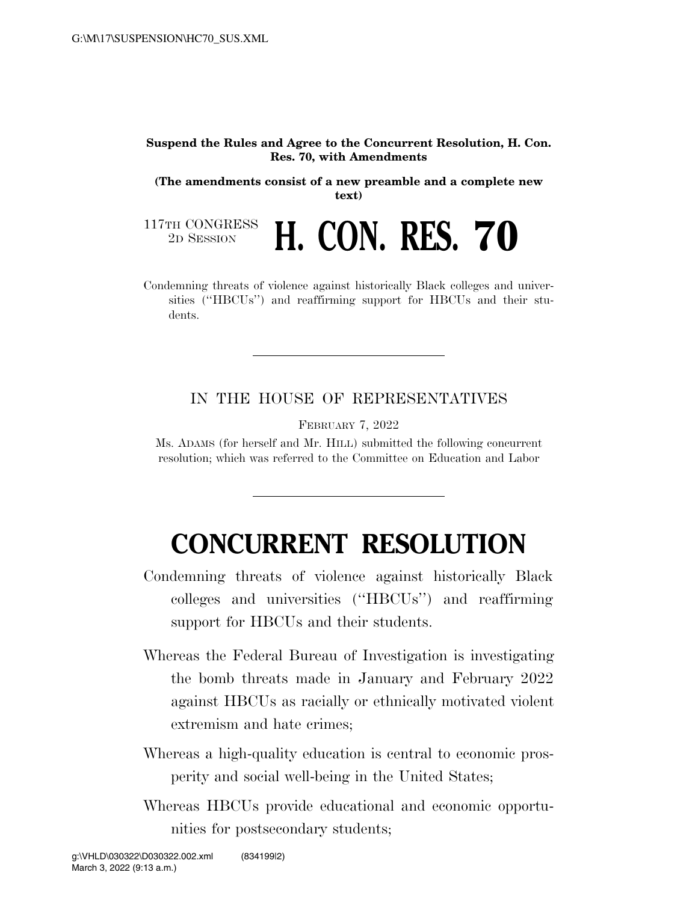**Suspend the Rules and Agree to the Concurrent Resolution, H. Con. Res. 70, with Amendments**

**(The amendments consist of a new preamble and a complete new text)**

117TH CONGRESS
2D SESSION

# H. CON. RES. 70

Condemning threats of violence against historically Black colleges and universities (''HBCUs'') and reaffirming support for HBCUs and their students.

---

IN THE HOUSE OF REPRESENTATIVES

FEBRUARY 7, 2022

Ms. ADAMS (for herself and Mr. HILL) submitted the following concurrent resolution; which was referred to the Committee on Education and Labor

---

# CONCURRENT RESOLUTION

Condemning threats of violence against historically Black colleges and universities (''HBCUs'') and reaffirming support for HBCUs and their students.

Whereas the Federal Bureau of Investigation is investigating the bomb threats made in January and February 2022 against HBCUs as racially or ethnically motivated violent extremism and hate crimes;

Whereas a high-quality education is central to economic prosperity and social well-being in the United States;

Whereas HBCUs provide educational and economic opportunities for postsecondary students;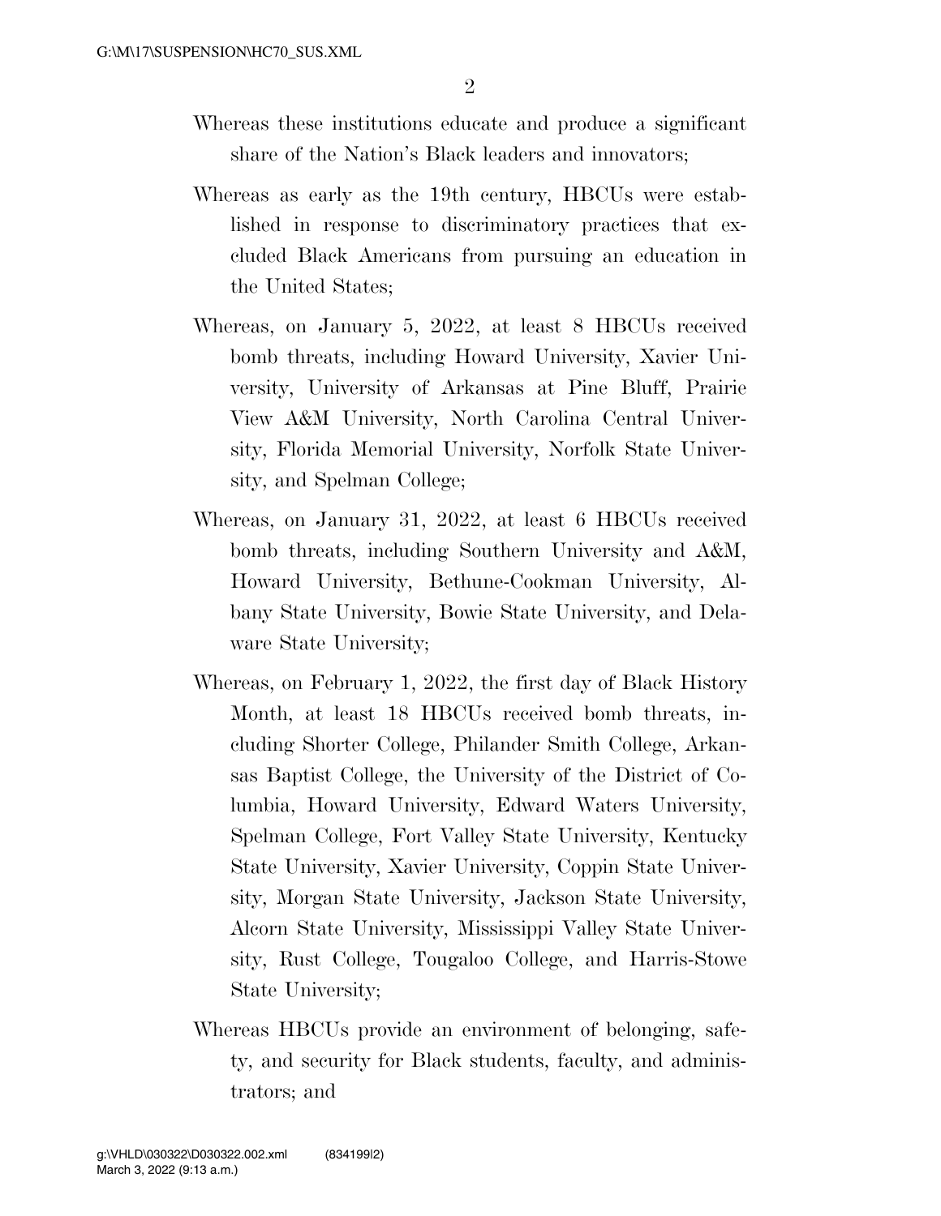Whereas these institutions educate and produce a significant share of the Nation's Black leaders and innovators;

Whereas as early as the 19th century, HBCUs were established in response to discriminatory practices that excluded Black Americans from pursuing an education in the United States;

Whereas, on January 5, 2022, at least 8 HBCUs received bomb threats, including Howard University, Xavier University, University of Arkansas at Pine Bluff, Prairie View A&M University, North Carolina Central University, Florida Memorial University, Norfolk State University, and Spelman College;

Whereas, on January 31, 2022, at least 6 HBCUs received bomb threats, including Southern University and A&M, Howard University, Bethune-Cookman University, Albany State University, Bowie State University, and Delaware State University;

Whereas, on February 1, 2022, the first day of Black History Month, at least 18 HBCUs received bomb threats, including Shorter College, Philander Smith College, Arkansas Baptist College, the University of the District of Columbia, Howard University, Edward Waters University, Spelman College, Fort Valley State University, Kentucky State University, Xavier University, Coppin State University, Morgan State University, Jackson State University, Alcorn State University, Mississippi Valley State University, Rust College, Tougaloo College, and Harris-Stowe State University;

Whereas HBCUs provide an environment of belonging, safety, and security for Black students, faculty, and administrators; and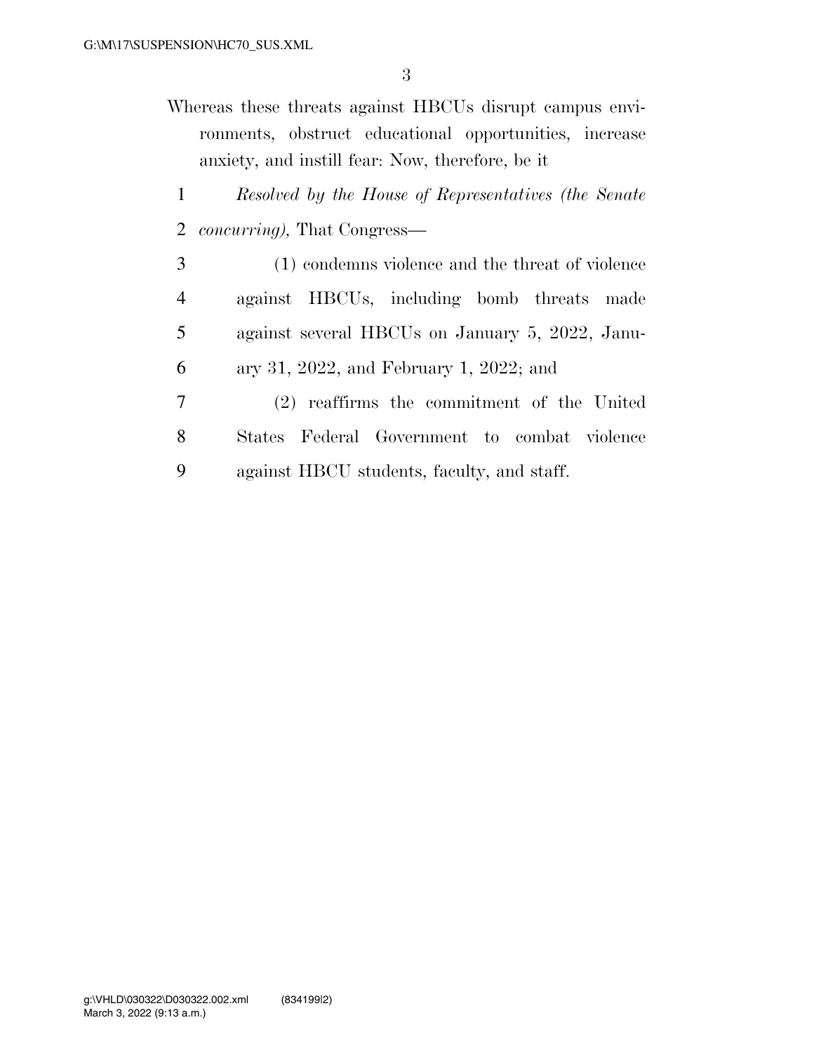Whereas these threats against HBCUs disrupt campus environments, obstruct educational opportunities, increase anxiety, and instill fear: Now, therefore, be it

*Resolved by the House of Representatives (the Senate concurring),* That Congress—

(1) condemns violence and the threat of violence against HBCUs, including bomb threats made against several HBCUs on January 5, 2022, January 31, 2022, and February 1, 2022; and

(2) reaffirms the commitment of the United States Federal Government to combat violence against HBCU students, faculty, and staff.